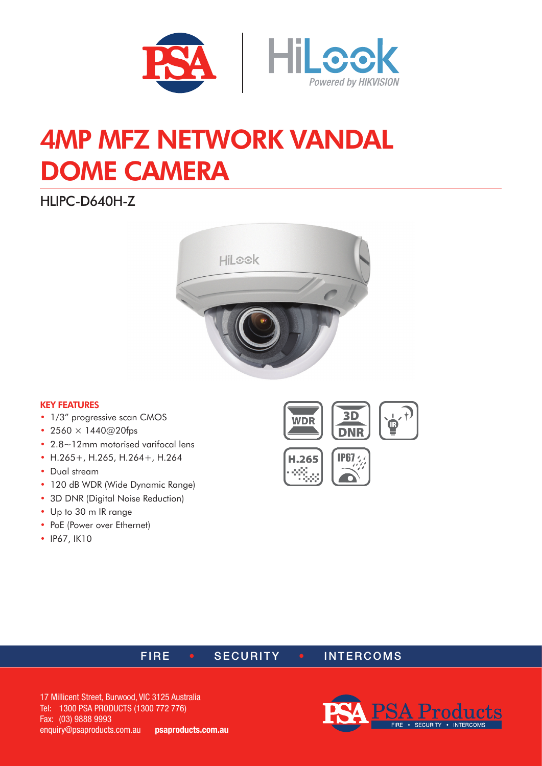# 4MP MFZ NETWORK VANDAL DOME CAMERA

## HLIPC-D640H-Z

### KEY FEATURES

- 1/3" progressive scan CMOS
- 2560 × 1440@20fps
- 2.8~12mm motorised varifocal lens
- H.265+, H.265, H.264+, H.264
- Dual stream
- 120 dB WDR (Wide Dynamic Range)
- 3D DNR (Digital Noise Reduction)
- Up to 30 m IR range
- PoE (Power over Ethernet)
- IP67, IK10

FIRE • SECURITY • INTERCOMS

17 Millicent Street, Burwood, VIC 3125 Australia
Tel: 1300 PSA PRODUCTS (1300 772 776)
Fax: (03) 9888 9993
enquiry@psaproducts.com.au **psaproducts.com.au**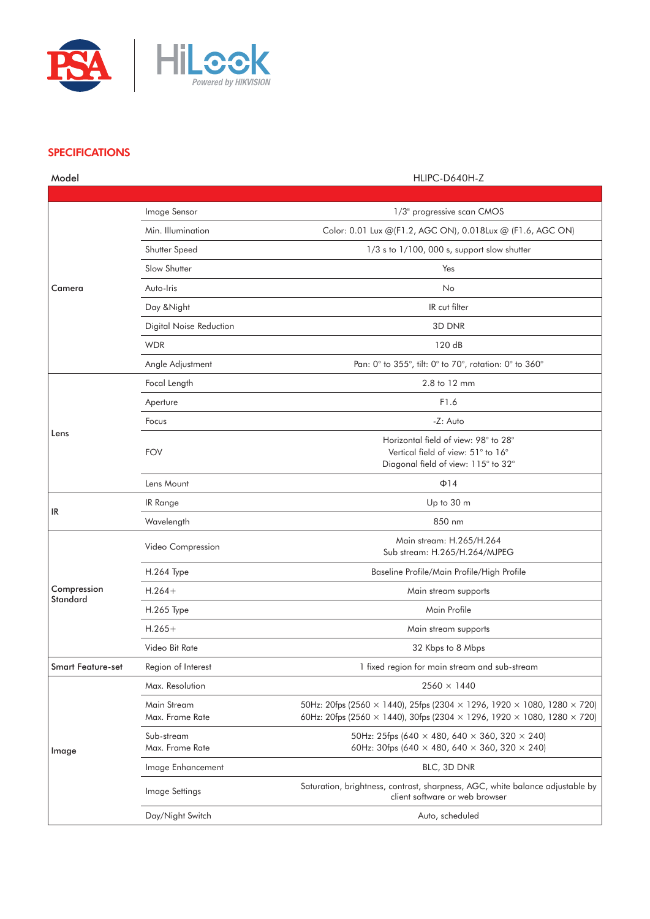## SPECIFICATIONS

| Model | | HLIPC-D640H-Z |
|---|---|---|
| Camera | Image Sensor | 1/3" progressive scan CMOS |
| | Min. Illumination | Color: 0.01 Lux @(F1.2, AGC ON), 0.018Lux @ (F1.6, AGC ON) |
| | Shutter Speed | 1/3 s to 1/100, 000 s, support slow shutter |
| | Slow Shutter | Yes |
| | Auto-Iris | No |
| | Day &Night | IR cut filter |
| | Digital Noise Reduction | 3D DNR |
| | WDR | 120 dB |
| | Angle Adjustment | Pan: 0° to 355°, tilt: 0° to 70°, rotation: 0° to 360° |
| Lens | Focal Length | 2.8 to 12 mm |
| | Aperture | F1.6 |
| | Focus | -Z: Auto |
| | FOV | Horizontal field of view: 98° to 28°<br>Vertical field of view: 51° to 16°<br>Diagonal field of view: 115° to 32° |
| | Lens Mount | Φ14 |
| IR | IR Range | Up to 30 m |
| | Wavelength | 850 nm |
| Compression Standard | Video Compression | Main stream: H.265/H.264<br>Sub stream: H.265/H.264/MJPEG |
| | H.264 Type | Baseline Profile/Main Profile/High Profile |
| | H.264+ | Main stream supports |
| | H.265 Type | Main Profile |
| | H.265+ | Main stream supports |
| | Video Bit Rate | 32 Kbps to 8 Mbps |
| Smart Feature-set | Region of Interest | 1 fixed region for main stream and sub-stream |
| Image | Max. Resolution | 2560 × 1440 |
| | Main Stream Max. Frame Rate | 50Hz: 20fps (2560 × 1440), 25fps (2304 × 1296, 1920 × 1080, 1280 × 720)<br>60Hz: 20fps (2560 × 1440), 30fps (2304 × 1296, 1920 × 1080, 1280 × 720) |
| | Sub-stream Max. Frame Rate | 50Hz: 25fps (640 × 480, 640 × 360, 320 × 240)<br>60Hz: 30fps (640 × 480, 640 × 360, 320 × 240) |
| | Image Enhancement | BLC, 3D DNR |
| | Image Settings | Saturation, brightness, contrast, sharpness, AGC, white balance adjustable by client software or web browser |
| | Day/Night Switch | Auto, scheduled |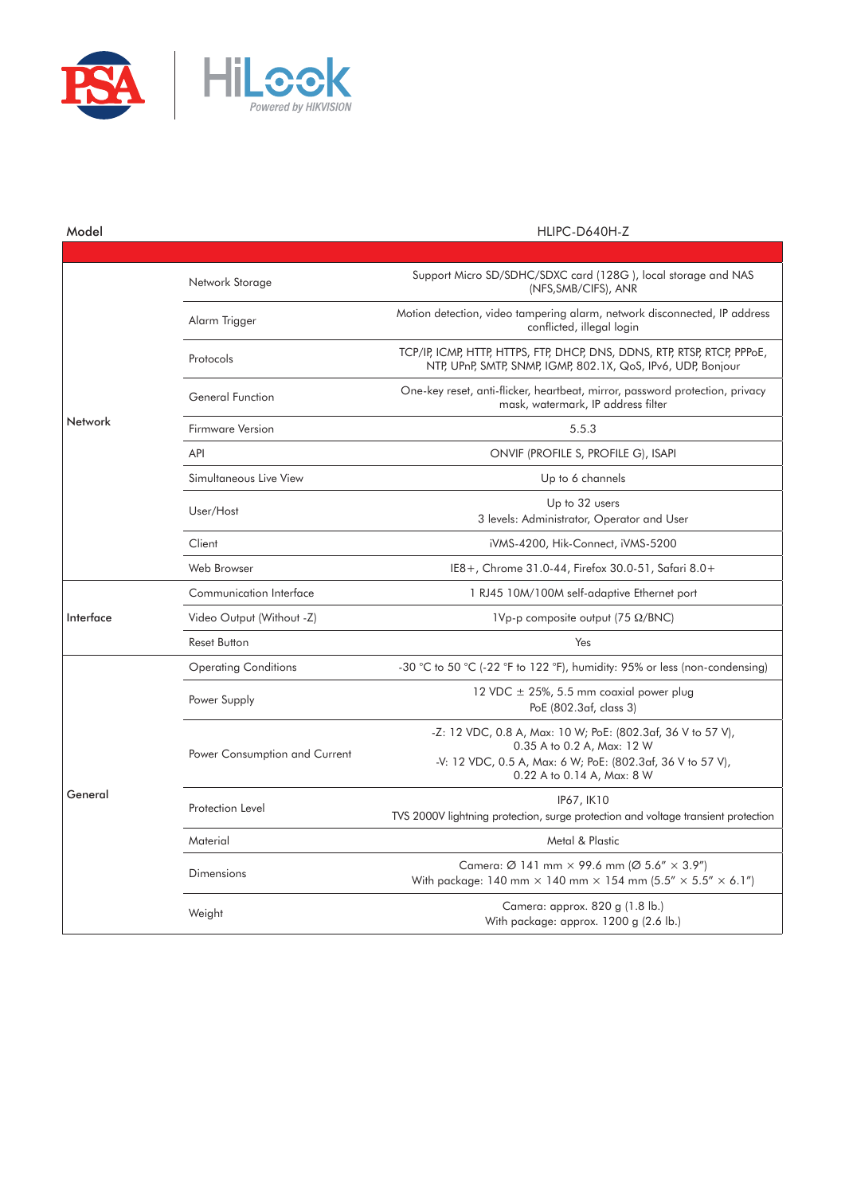| Model | | HLIPC-D640H-Z |
|---|---|---|
| | | |
| Network | Network Storage | Support Micro SD/SDHC/SDXC card (128G ), local storage and NAS (NFS,SMB/CIFS), ANR |
| | Alarm Trigger | Motion detection, video tampering alarm, network disconnected, IP address conflicted, illegal login |
| | Protocols | TCP/IP, ICMP, HTTP, HTTPS, FTP, DHCP, DNS, DDNS, RTP, RTSP, RTCP, PPPoE, NTP, UPnP, SMTP, SNMP, IGMP, 802.1X, QoS, IPv6, UDP, Bonjour |
| | General Function | One-key reset, anti-flicker, heartbeat, mirror, password protection, privacy mask, watermark, IP address filter |
| | Firmware Version | 5.5.3 |
| | API | ONVIF (PROFILE S, PROFILE G), ISAPI |
| | Simultaneous Live View | Up to 6 channels |
| | User/Host | Up to 32 users<br>3 levels: Administrator, Operator and User |
| | Client | iVMS-4200, Hik-Connect, iVMS-5200 |
| | Web Browser | IE8+, Chrome 31.0-44, Firefox 30.0-51, Safari 8.0+ |
| Interface | Communication Interface | 1 RJ45 10M/100M self-adaptive Ethernet port |
| | Video Output (Without -Z) | 1Vp-p composite output (75 Ω/BNC) |
| | Reset Button | Yes |
| General | Operating Conditions | -30 °C to 50 °C (-22 °F to 122 °F), humidity: 95% or less (non-condensing) |
| | Power Supply | 12 VDC ± 25%, 5.5 mm coaxial power plug<br>PoE (802.3af, class 3) |
| | Power Consumption and Current | -Z: 12 VDC, 0.8 A, Max: 10 W; PoE: (802.3af, 36 V to 57 V), 0.35 A to 0.2 A, Max: 12 W<br>-V: 12 VDC, 0.5 A, Max: 6 W; PoE: (802.3af, 36 V to 57 V), 0.22 A to 0.14 A, Max: 8 W |
| | Protection Level | IP67, IK10<br>TVS 2000V lightning protection, surge protection and voltage transient protection |
| | Material | Metal & Plastic |
| | Dimensions | Camera: Ø 141 mm × 99.6 mm (Ø 5.6" × 3.9")<br>With package: 140 mm × 140 mm × 154 mm (5.5" × 5.5" × 6.1") |
| | Weight | Camera: approx. 820 g (1.8 lb.)<br>With package: approx. 1200 g (2.6 lb.) |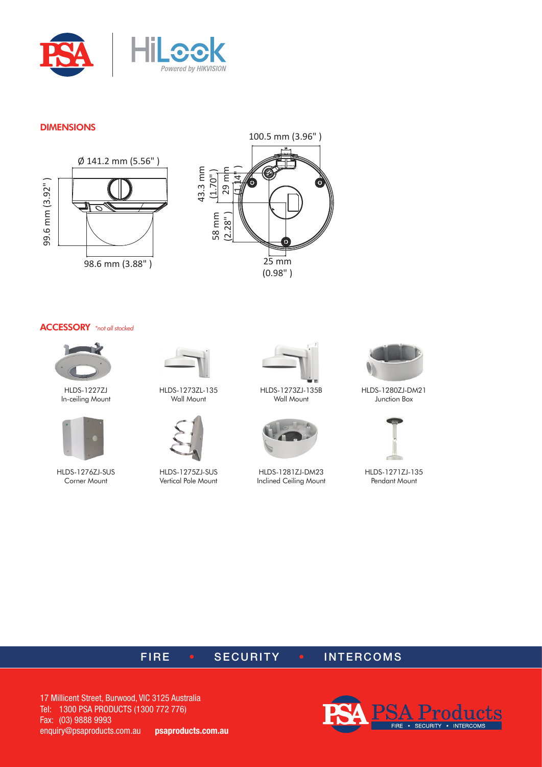## DIMENSIONS

Ø 141.2 mm (5.56" )

99.6 mm (3.92" )

98.6 mm (3.88" )

100.5 mm (3.96" )

43.3 mm (1.70" )

29 mm (1.14" )

58 mm (2.28" )

25 mm (0.98" )

## ACCESSORY *\*not all stocked*

HLDS-1227ZJ
In-ceiling Mount

HLDS-1273ZL-135
Wall Mount

HLDS-1273ZJ-135B
Wall Mount

HLDS-1280ZJ-DM21
Junction Box

HLDS-1276ZJ-SUS
Corner Mount

HLDS-1275ZJ-SUS
Vertical Pole Mount

HLDS-1281ZJ-DM23
Inclined Ceiling Mount

HLDS-1271ZJ-135
Pendant Mount

FIRE • SECURITY • INTERCOMS

17 Millicent Street, Burwood, VIC 3125 Australia
Tel: 1300 PSA PRODUCTS (1300 772 776)
Fax: (03) 9888 9993
enquiry@psaproducts.com.au **psaproducts.com.au**